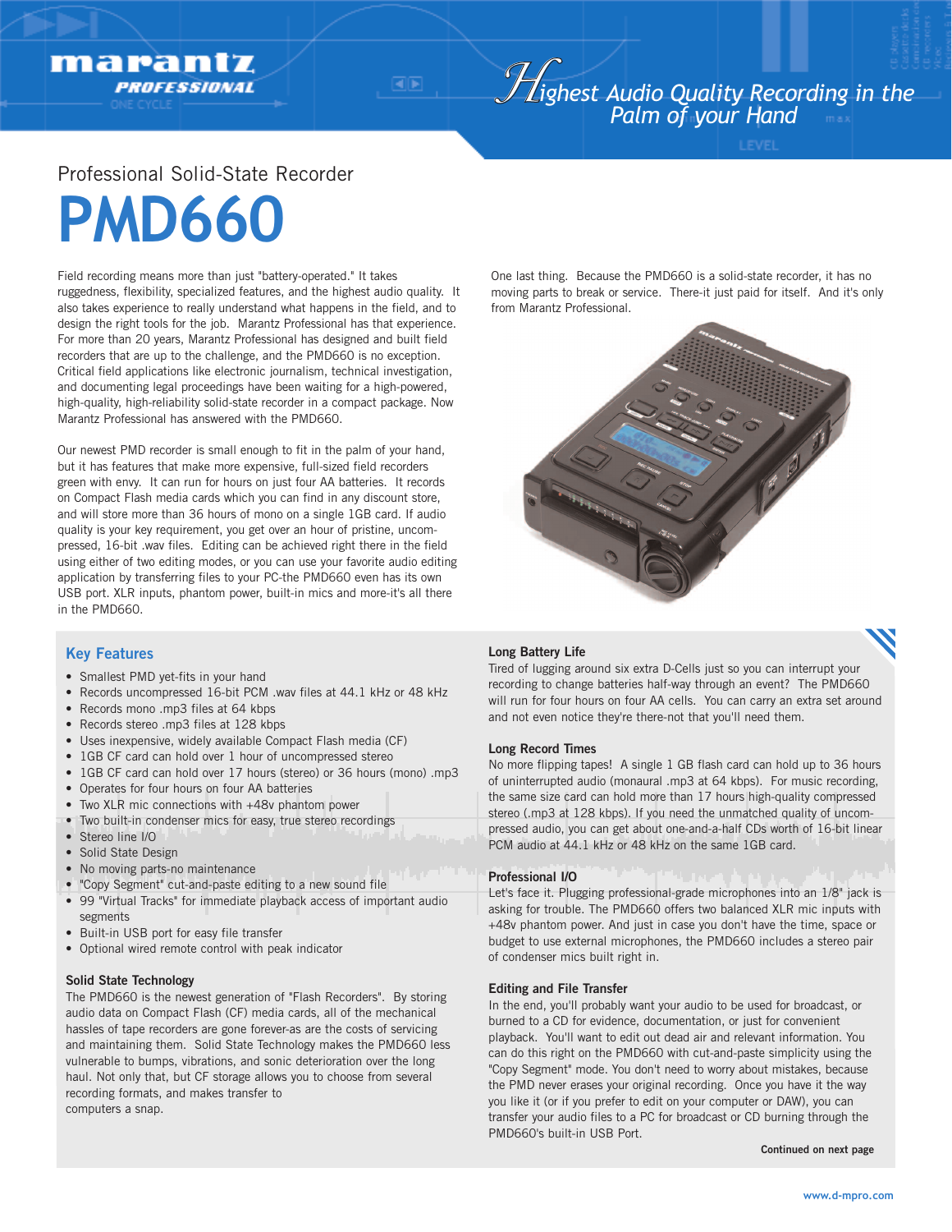marantz PROFESSIONAL

*Highest Audio Quality Recording in the Palm of your Hand*

Professional Solid-State Recorder

# PMD660

Field recording means more than just "battery-operated." It takes ruggedness, flexibility, specialized features, and the highest audio quality. It also takes experience to really understand what happens in the field, and to design the right tools for the job. Marantz Professional has that experience. For more than 20 years, Marantz Professional has designed and built field recorders that are up to the challenge, and the PMD660 is no exception. Critical field applications like electronic journalism, technical investigation, and documenting legal proceedings have been waiting for a high-powered, high-quality, high-reliability solid-state recorder in a compact package. Now Marantz Professional has answered with the PMD660.

Our newest PMD recorder is small enough to fit in the palm of your hand, but it has features that make more expensive, full-sized field recorders green with envy. It can run for hours on just four AA batteries. It records on Compact Flash media cards which you can find in any discount store, and will store more than 36 hours of mono on a single 1GB card. If audio quality is your key requirement, you get over an hour of pristine, uncompressed, 16-bit .wav files. Editing can be achieved right there in the field using either of two editing modes, or you can use your favorite audio editing application by transferring files to your PC-the PMD660 even has its own USB port. XLR inputs, phantom power, built-in mics and more-it's all there in the PMD660.

One last thing. Because the PMD660 is a solid-state recorder, it has no moving parts to break or service. There-it just paid for itself. And it's only from Marantz Professional.

## Key Features

- Smallest PMD yet-fits in your hand
- Records uncompressed 16-bit PCM .wav files at 44.1 kHz or 48 kHz
- Records mono .mp3 files at 64 kbps
- Records stereo .mp3 files at 128 kbps
- Uses inexpensive, widely available Compact Flash media (CF)
- 1GB CF card can hold over 1 hour of uncompressed stereo
- 1GB CF card can hold over 17 hours (stereo) or 36 hours (mono) .mp3
- Operates for four hours on four AA batteries
- Two XLR mic connections with +48v phantom power
- Two built-in condenser mics for easy, true stereo recordings
- Stereo line I/O
- Solid State Design
- No moving parts-no maintenance
- "Copy Segment" cut-and-paste editing to a new sound file
- 99 "Virtual Tracks" for immediate playback access of important audio segments
- Built-in USB port for easy file transfer
- Optional wired remote control with peak indicator

### Solid State Technology

The PMD660 is the newest generation of "Flash Recorders". By storing audio data on Compact Flash (CF) media cards, all of the mechanical hassles of tape recorders are gone forever-as are the costs of servicing and maintaining them. Solid State Technology makes the PMD660 less vulnerable to bumps, vibrations, and sonic deterioration over the long haul. Not only that, but CF storage allows you to choose from several recording formats, and makes transfer to computers a snap.

### Long Battery Life

Tired of lugging around six extra D-Cells just so you can interrupt your recording to change batteries half-way through an event? The PMD660 will run for four hours on four AA cells. You can carry an extra set around and not even notice they're there-not that you'll need them.

### Long Record Times

No more flipping tapes! A single 1 GB flash card can hold up to 36 hours of uninterrupted audio (monaural .mp3 at 64 kbps). For music recording, the same size card can hold more than 17 hours high-quality compressed stereo (.mp3 at 128 kbps). If you need the unmatched quality of uncompressed audio, you can get about one-and-a-half CDs worth of 16-bit linear PCM audio at 44.1 kHz or 48 kHz on the same 1GB card.

### Professional I/O

Let's face it. Plugging professional-grade microphones into an 1/8" jack is asking for trouble. The PMD660 offers two balanced XLR mic inputs with +48v phantom power. And just in case you don't have the time, space or budget to use external microphones, the PMD660 includes a stereo pair of condenser mics built right in.

### Editing and File Transfer

In the end, you'll probably want your audio to be used for broadcast, or burned to a CD for evidence, documentation, or just for convenient playback. You'll want to edit out dead air and relevant information. You can do this right on the PMD660 with cut-and-paste simplicity using the "Copy Segment" mode. You don't need to worry about mistakes, because the PMD never erases your original recording. Once you have it the way you like it (or if you prefer to edit on your computer or DAW), you can transfer your audio files to a PC for broadcast or CD burning through the PMD660's built-in USB Port.

**Continued on next page**

www.d-mpro.com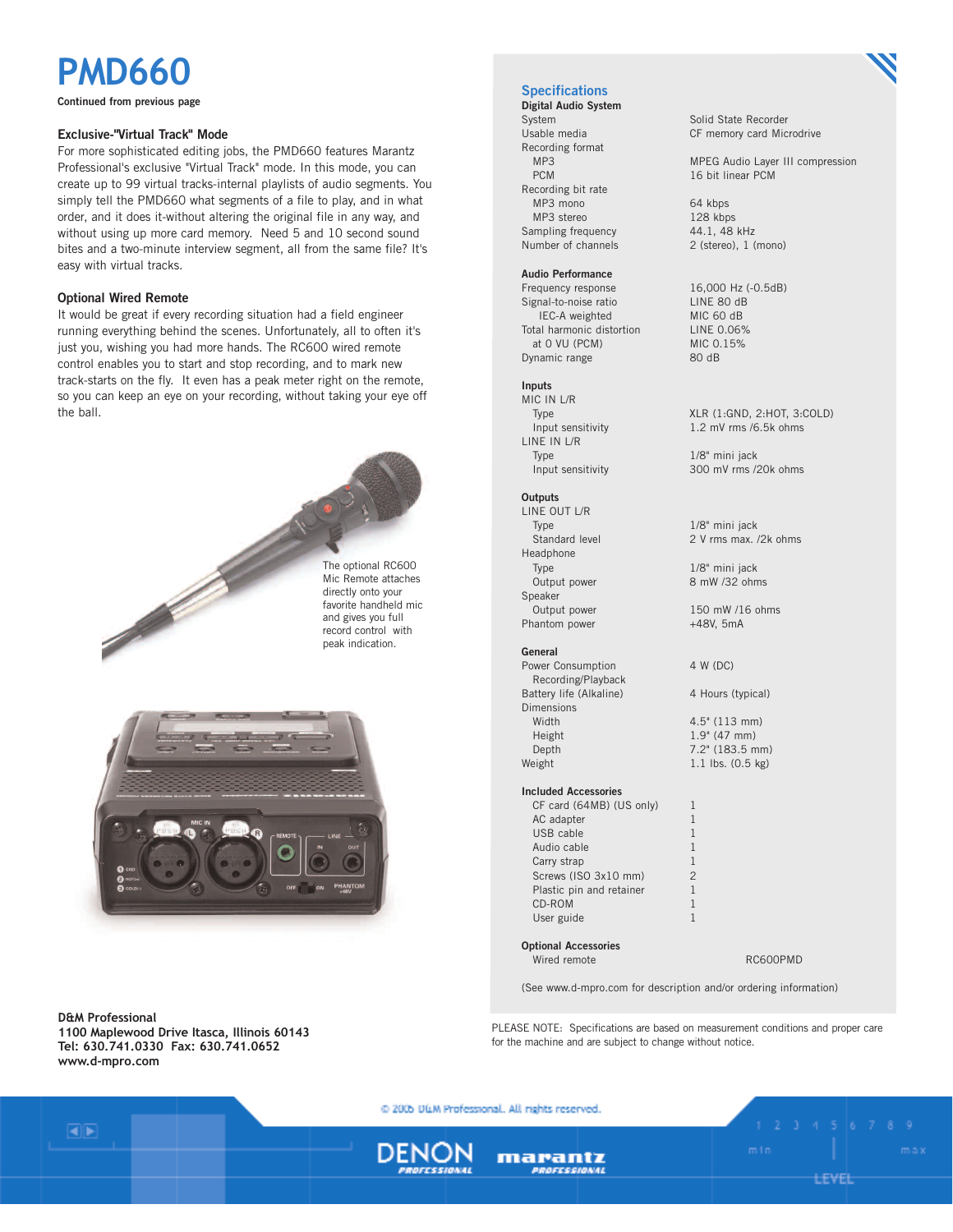# PMD660

**Continued from previous page**

### Exclusive-"Virtual Track" Mode

For more sophisticated editing jobs, the PMD660 features Marantz Professional's exclusive "Virtual Track" mode. In this mode, you can create up to 99 virtual tracks-internal playlists of audio segments. You simply tell the PMD660 what segments of a file to play, and in what order, and it does it-without altering the original file in any way, and without using up more card memory. Need 5 and 10 second sound bites and a two-minute interview segment, all from the same file? It's easy with virtual tracks.

### Optional Wired Remote

It would be great if every recording situation had a field engineer running everything behind the scenes. Unfortunately, all to often it's just you, wishing you had more hands. The RC600 wired remote control enables you to start and stop recording, and to mark new track-starts on the fly. It even has a peak meter right on the remote, so you can keep an eye on your recording, without taking your eye off the ball.

The optional RC600 Mic Remote attaches directly onto your favorite handheld mic and gives you full record control with peak indication.

## Specifications

**Digital Audio System**

| | |
|---|---|
| System | Solid State Recorder |
| Usable media | CF memory card Microdrive |
| Recording format | |
| MP3 | MPEG Audio Layer III compression |
| PCM | 16 bit linear PCM |
| Recording bit rate | |
| MP3 mono | 64 kbps |
| MP3 stereo | 128 kbps |
| Sampling frequency | 44.1, 48 kHz |
| Number of channels | 2 (stereo), 1 (mono) |

**Audio Performance**

| | |
|---|---|
| Frequency response | 16,000 Hz (-0.5dB) |
| Signal-to-noise ratio | LINE 80 dB |
| IEC-A weighted | MIC 60 dB |
| Total harmonic distortion | LINE 0.06% |
| at 0 VU (PCM) | MIC 0.15% |
| Dynamic range | 80 dB |

**Inputs**

| | |
|---|---|
| MIC IN L/R | |
| Type | XLR (1:GND, 2:HOT, 3:COLD) |
| Input sensitivity | 1.2 mV rms /6.5k ohms |
| LINE IN L/R | |
| Type | 1/8" mini jack |
| Input sensitivity | 300 mV rms /20k ohms |

**Outputs**

| | |
|---|---|
| LINE OUT L/R | |
| Type | 1/8" mini jack |
| Standard level | 2 V rms max. /2k ohms |
| Headphone | |
| Type | 1/8" mini jack |
| Output power | 8 mW /32 ohms |
| Speaker | |
| Output power | 150 mW /16 ohms |
| Phantom power | +48V, 5mA |

**General**

| | |
|---|---|
| Power Consumption | 4 W (DC) |
| Recording/Playback | |
| Battery life (Alkaline) | 4 Hours (typical) |
| Dimensions | |
| Width | 4.5" (113 mm) |
| Height | 1.9" (47 mm) |
| Depth | 7.2" (183.5 mm) |
| Weight | 1.1 lbs. (0.5 kg) |

**Included Accessories**

| | |
|---|---|
| CF card (64MB) (US only) | 1 |
| AC adapter | 1 |
| USB cable | 1 |
| Audio cable | 1 |
| Carry strap | 1 |
| Screws (ISO 3x10 mm) | 2 |
| Plastic pin and retainer | 1 |
| CD-ROM | 1 |
| User guide | 1 |

**Optional Accessories**

| | |
|---|---|
| Wired remote | RC600PMD |

(See www.d-mpro.com for description and/or ordering information)

PLEASE NOTE: Specifications are based on measurement conditions and proper care for the machine and are subject to change without notice.

**D&M Professional**
**1100 Maplewood Drive Itasca, Illinois 60143**
**Tel: 630.741.0330 Fax: 630.741.0652**
**www.d-mpro.com**

© 2005 D&M Professional. All rights reserved.

DENON PROFESSIONAL marantz PROFESSIONAL